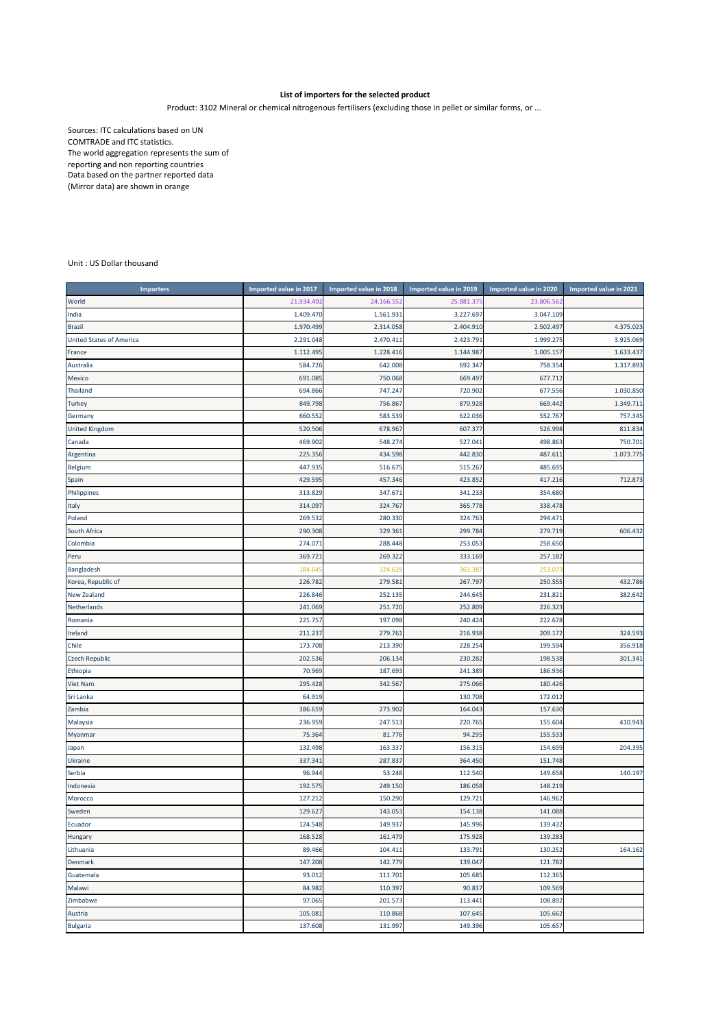**List of importers for the selected product**

Product: 3102 Mineral or chemical nitrogenous fertilisers (excluding those in pellet or similar forms, or ...

Sources: ITC calculations based on UN COMTRADE and ITC statistics.
The world aggregation represents the sum of reporting and non reporting countries
Data based on the partner reported data (Mirror data) are shown in orange

Unit : US Dollar thousand

| Importers | Imported value in 2017 | Imported value in 2018 | Imported value in 2019 | Imported value in 2020 | Imported value in 2021 |
|---|---|---|---|---|---|
| World | 21.934.492 | 24.166.552 | 25.881.375 | 23.806.562 | |
| India | 1.409.470 | 1.561.931 | 3.227.697 | 3.047.109 | |
| Brazil | 1.970.499 | 2.314.058 | 2.404.910 | 2.502.497 | 4.375.023 |
| United States of America | 2.291.048 | 2.470.411 | 2.423.791 | 1.999.275 | 3.925.069 |
| France | 1.112.495 | 1.228.416 | 1.144.987 | 1.005.157 | 1.633.437 |
| Australia | 584.726 | 642.008 | 692.347 | 758.354 | 1.317.893 |
| Mexico | 691.085 | 750.068 | 669.497 | 677.712 | |
| Thailand | 694.866 | 747.247 | 720.902 | 677.556 | 1.030.850 |
| Turkey | 849.798 | 756.867 | 870.928 | 669.442 | 1.349.711 |
| Germany | 660.552 | 583.539 | 622.036 | 552.767 | 757.345 |
| United Kingdom | 520.506 | 678.967 | 607.377 | 526.998 | 811.834 |
| Canada | 469.902 | 548.274 | 527.041 | 498.863 | 750.701 |
| Argentina | 225.356 | 434.598 | 442.830 | 487.611 | 1.073.775 |
| Belgium | 447.935 | 516.675 | 515.267 | 485.695 | |
| Spain | 429.595 | 457.346 | 423.852 | 417.216 | 712.873 |
| Philippines | 313.829 | 347.671 | 341.233 | 354.680 | |
| Italy | 314.097 | 324.767 | 365.778 | 338.478 | |
| Poland | 269.532 | 280.330 | 324.763 | 294.471 | |
| South Africa | 290.308 | 329.361 | 299.784 | 279.719 | 606.432 |
| Colombia | 274.071 | 288.448 | 253.053 | 258.650 | |
| Peru | 369.721 | 269.322 | 333.169 | 257.182 | |
| Bangladesh | 184.645 | 324.628 | 361.387 | 253.073 | |
| Korea, Republic of | 226.782 | 279.581 | 267.797 | 250.555 | 432.786 |
| New Zealand | 226.846 | 252.135 | 244.645 | 231.821 | 382.642 |
| Netherlands | 241.069 | 251.720 | 252.809 | 226.323 | |
| Romania | 221.757 | 197.098 | 240.424 | 222.678 | |
| Ireland | 211.237 | 279.761 | 216.938 | 209.172 | 324.593 |
| Chile | 173.708 | 213.390 | 228.254 | 199.594 | 356.918 |
| Czech Republic | 202.536 | 206.134 | 230.282 | 198.538 | 301.341 |
| Ethiopia | 70.969 | 187.693 | 241.389 | 186.936 | |
| Viet Nam | 295.428 | 342.567 | 275.066 | 180.426 | |
| Sri Lanka | 64.919 | | 130.708 | 172.012 | |
| Zambia | 386.659 | 273.902 | 164.043 | 157.630 | |
| Malaysia | 236.959 | 247.513 | 220.765 | 155.604 | 410.943 |
| Myanmar | 75.364 | 81.776 | 94.295 | 155.533 | |
| Japan | 132.498 | 163.337 | 156.315 | 154.699 | 204.395 |
| Ukraine | 337.341 | 287.837 | 364.450 | 151.748 | |
| Serbia | 96.944 | 53.248 | 112.540 | 149.658 | 140.197 |
| Indonesia | 192.575 | 249.150 | 186.058 | 148.219 | |
| Morocco | 127.212 | 150.290 | 129.721 | 146.962 | |
| Sweden | 129.627 | 143.053 | 154.138 | 141.088 | |
| Ecuador | 124.548 | 149.937 | 145.996 | 139.432 | |
| Hungary | 168.528 | 161.479 | 175.928 | 139.283 | |
| Lithuania | 89.466 | 104.411 | 133.791 | 130.252 | 164.162 |
| Denmark | 147.208 | 142.779 | 139.047 | 121.782 | |
| Guatemala | 93.012 | 111.701 | 105.685 | 112.365 | |
| Malawi | 84.982 | 110.397 | 90.837 | 109.569 | |
| Zimbabwe | 97.065 | 201.573 | 113.441 | 108.892 | |
| Austria | 105.081 | 110.868 | 107.645 | 105.662 | |
| Bulgaria | 137.608 | 131.997 | 149.396 | 105.657 | |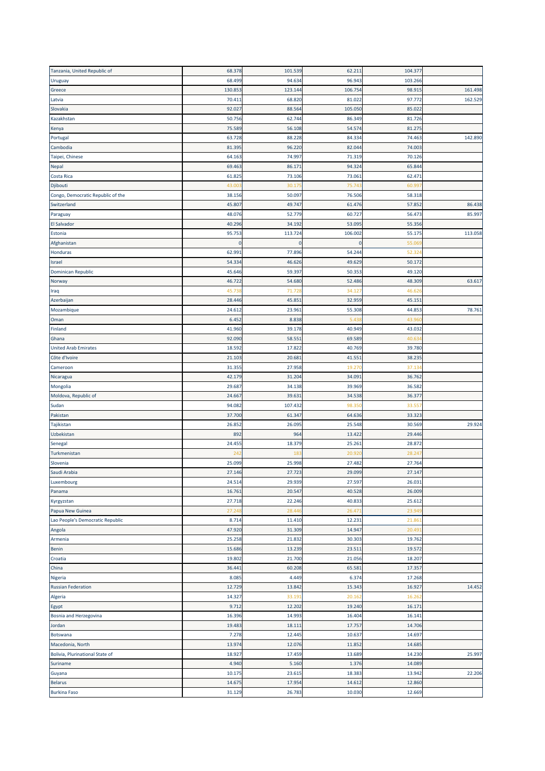| | | | | | |
|---|---|---|---|---|---|
| Tanzania, United Republic of | 68.378 | 101.539 | 62.211 | 104.377 | |
| Uruguay | 68.499 | 94.634 | 96.943 | 103.266 | |
| Greece | 130.853 | 123.144 | 106.754 | 98.915 | 161.498 |
| Latvia | 70.411 | 68.820 | 81.022 | 97.772 | 162.529 |
| Slovakia | 92.027 | 88.564 | 105.050 | 85.022 | |
| Kazakhstan | 50.756 | 62.744 | 86.349 | 81.726 | |
| Kenya | 75.589 | 56.108 | 54.574 | 81.275 | |
| Portugal | 63.728 | 88.228 | 84.334 | 74.463 | 142.890 |
| Cambodia | 81.395 | 96.220 | 82.044 | 74.003 | |
| Taipei, Chinese | 64.163 | 74.997 | 71.319 | 70.126 | |
| Nepal | 69.463 | 86.171 | 94.324 | 65.844 | |
| Costa Rica | 61.825 | 73.106 | 73.061 | 62.471 | |
| Djibouti | 43.003 | 30.175 | 75.743 | 60.997 | |
| Congo, Democratic Republic of the | 38.156 | 50.097 | 76.506 | 58.318 | |
| Switzerland | 45.807 | 49.747 | 61.476 | 57.852 | 86.438 |
| Paraguay | 48.076 | 52.779 | 60.727 | 56.473 | 85.997 |
| El Salvador | 40.296 | 34.192 | 53.095 | 55.356 | |
| Estonia | 95.753 | 113.724 | 106.002 | 55.175 | 113.058 |
| Afghanistan | 0 | 0 | 0 | 55.069 | |
| Honduras | 62.991 | 77.896 | 54.244 | 52.324 | |
| Israel | 54.334 | 46.626 | 49.629 | 50.172 | |
| Dominican Republic | 45.646 | 59.397 | 50.353 | 49.120 | |
| Norway | 46.722 | 54.680 | 52.486 | 48.309 | 63.617 |
| Iraq | 45.738 | 71.728 | 34.127 | 46.626 | |
| Azerbaijan | 28.446 | 45.851 | 32.959 | 45.151 | |
| Mozambique | 24.612 | 23.961 | 55.308 | 44.853 | 78.761 |
| Oman | 6.452 | 8.838 | 5.438 | 43.960 | |
| Finland | 41.960 | 39.178 | 40.949 | 43.032 | |
| Ghana | 92.090 | 58.551 | 69.589 | 40.634 | |
| United Arab Emirates | 18.592 | 17.822 | 40.769 | 39.780 | |
| Côte d'Ivoire | 21.103 | 20.681 | 41.551 | 38.235 | |
| Cameroon | 31.355 | 27.958 | 19.270 | 37.134 | |
| Nicaragua | 42.179 | 31.204 | 34.091 | 36.762 | |
| Mongolia | 29.687 | 34.138 | 39.969 | 36.582 | |
| Moldova, Republic of | 24.667 | 39.631 | 34.538 | 36.377 | |
| Sudan | 94.082 | 107.432 | 98.350 | 33.557 | |
| Pakistan | 37.700 | 61.347 | 64.636 | 33.323 | |
| Tajikistan | 26.852 | 26.095 | 25.548 | 30.569 | 29.924 |
| Uzbekistan | 892 | 964 | 13.422 | 29.446 | |
| Senegal | 24.455 | 18.379 | 25.261 | 28.872 | |
| Turkmenistan | 242 | 183 | 20.920 | 28.247 | |
| Slovenia | 25.099 | 25.998 | 27.482 | 27.764 | |
| Saudi Arabia | 27.146 | 27.723 | 29.099 | 27.147 | |
| Luxembourg | 24.514 | 29.939 | 27.597 | 26.031 | |
| Panama | 16.761 | 20.547 | 40.528 | 26.009 | |
| Kyrgyzstan | 27.718 | 22.246 | 40.833 | 25.612 | |
| Papua New Guinea | 27.248 | 28.446 | 26.471 | 23.949 | |
| Lao People's Democratic Republic | 8.714 | 11.410 | 12.231 | 21.861 | |
| Angola | 47.920 | 31.309 | 14.947 | 20.491 | |
| Armenia | 25.258 | 21.832 | 30.303 | 19.762 | |
| Benin | 15.686 | 13.239 | 23.511 | 19.572 | |
| Croatia | 19.802 | 21.700 | 21.056 | 18.207 | |
| China | 36.441 | 60.208 | 65.581 | 17.357 | |
| Nigeria | 8.085 | 4.449 | 6.374 | 17.268 | |
| Russian Federation | 12.729 | 13.842 | 15.343 | 16.927 | 14.452 |
| Algeria | 14.327 | 33.191 | 20.162 | 16.262 | |
| Egypt | 9.712 | 12.202 | 19.240 | 16.171 | |
| Bosnia and Herzegovina | 16.396 | 14.993 | 16.404 | 16.141 | |
| Jordan | 19.483 | 18.111 | 17.757 | 14.706 | |
| Botswana | 7.278 | 12.445 | 10.637 | 14.697 | |
| Macedonia, North | 13.974 | 12.076 | 11.852 | 14.685 | |
| Bolivia, Plurinational State of | 18.927 | 17.459 | 13.689 | 14.230 | 25.997 |
| Suriname | 4.940 | 5.160 | 1.376 | 14.089 | |
| Guyana | 10.175 | 23.615 | 18.383 | 13.942 | 22.206 |
| Belarus | 14.675 | 17.954 | 14.612 | 12.860 | |
| Burkina Faso | 31.129 | 26.783 | 10.030 | 12.669 | |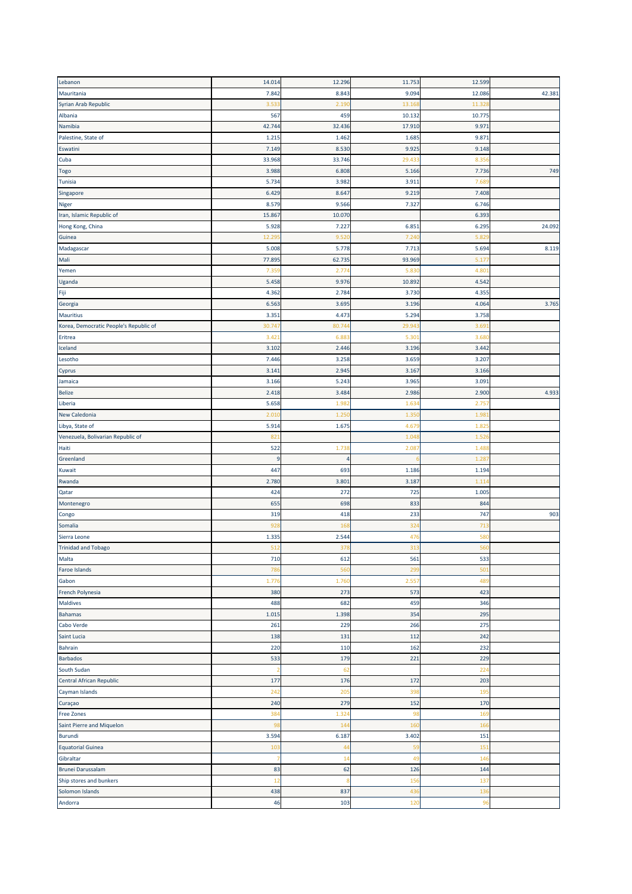| | | | | | |
|---|---|---|---|---|---|
| Lebanon | 14.014 | 12.296 | 11.753 | 12.599 | |
| Mauritania | 7.842 | 8.843 | 9.094 | 12.086 | 42.381 |
| Syrian Arab Republic | 3.533 | 2.190 | 13.168 | 11.328 | |
| Albania | 567 | 459 | 10.132 | 10.775 | |
| Namibia | 42.744 | 32.436 | 17.910 | 9.971 | |
| Palestine, State of | 1.215 | 1.462 | 1.685 | 9.871 | |
| Eswatini | 7.149 | 8.530 | 9.925 | 9.148 | |
| Cuba | 33.968 | 33.746 | 29.433 | 8.356 | |
| Togo | 3.988 | 6.808 | 5.166 | 7.736 | 749 |
| Tunisia | 5.734 | 3.982 | 3.911 | 7.689 | |
| Singapore | 6.429 | 8.647 | 9.219 | 7.408 | |
| Niger | 8.579 | 9.566 | 7.327 | 6.746 | |
| Iran, Islamic Republic of | 15.867 | 10.070 | | 6.393 | |
| Hong Kong, China | 5.928 | 7.227 | 6.851 | 6.295 | 24.092 |
| Guinea | 12.295 | 9.520 | 7.240 | 5.829 | |
| Madagascar | 5.008 | 5.778 | 7.713 | 5.694 | 8.119 |
| Mali | 77.895 | 62.735 | 93.969 | 5.177 | |
| Yemen | 7.359 | 2.774 | 5.830 | 4.801 | |
| Uganda | 5.458 | 9.976 | 10.892 | 4.542 | |
| Fiji | 4.362 | 2.784 | 3.730 | 4.355 | |
| Georgia | 6.563 | 3.695 | 3.196 | 4.064 | 3.765 |
| Mauritius | 3.351 | 4.473 | 5.294 | 3.758 | |
| Korea, Democratic People's Republic of | 30.747 | 80.744 | 29.943 | 3.691 | |
| Eritrea | 3.421 | 6.883 | 5.301 | 3.680 | |
| Iceland | 3.102 | 2.446 | 3.196 | 3.442 | |
| Lesotho | 7.446 | 3.258 | 3.659 | 3.207 | |
| Cyprus | 3.141 | 2.945 | 3.167 | 3.166 | |
| Jamaica | 3.166 | 5.243 | 3.965 | 3.091 | |
| Belize | 2.418 | 3.484 | 2.986 | 2.900 | 4.933 |
| Liberia | 5.658 | 1.982 | 1.634 | 2.757 | |
| New Caledonia | 2.010 | 1.250 | 1.350 | 1.981 | |
| Libya, State of | 5.914 | 1.675 | 4.679 | 1.825 | |
| Venezuela, Bolivarian Republic of | 821 | | 1.048 | 1.526 | |
| Haiti | 522 | 1.738 | 2.087 | 1.488 | |
| Greenland | 9 | 4 | 6 | 1.287 | |
| Kuwait | 447 | 693 | 1.186 | 1.194 | |
| Rwanda | 2.780 | 3.801 | 3.187 | 1.114 | |
| Qatar | 424 | 272 | 725 | 1.005 | |
| Montenegro | 655 | 698 | 833 | 844 | |
| Congo | 319 | 418 | 233 | 747 | 903 |
| Somalia | 928 | 168 | 324 | 713 | |
| Sierra Leone | 1.335 | 2.544 | 476 | 580 | |
| Trinidad and Tobago | 512 | 378 | 313 | 560 | |
| Malta | 710 | 612 | 561 | 533 | |
| Faroe Islands | 786 | 560 | 299 | 501 | |
| Gabon | 1.776 | 1.760 | 2.557 | 489 | |
| French Polynesia | 380 | 273 | 573 | 423 | |
| Maldives | 488 | 682 | 459 | 346 | |
| Bahamas | 1.015 | 1.398 | 354 | 295 | |
| Cabo Verde | 261 | 229 | 266 | 275 | |
| Saint Lucia | 138 | 131 | 112 | 242 | |
| Bahrain | 220 | 110 | 162 | 232 | |
| Barbados | 533 | 179 | 221 | 229 | |
| South Sudan | 2 | 62 | | 224 | |
| Central African Republic | 177 | 176 | 172 | 203 | |
| Cayman Islands | 242 | 205 | 398 | 195 | |
| Curaçao | 240 | 279 | 152 | 170 | |
| Free Zones | 384 | 1.324 | 98 | 169 | |
| Saint Pierre and Miquelon | 98 | 144 | 160 | 166 | |
| Burundi | 3.594 | 6.187 | 3.402 | 151 | |
| Equatorial Guinea | 103 | 44 | 59 | 151 | |
| Gibraltar | 7 | 14 | 49 | 146 | |
| Brunei Darussalam | 83 | 62 | 126 | 144 | |
| Ship stores and bunkers | 12 | 8 | 156 | 137 | |
| Solomon Islands | 438 | 837 | 436 | 136 | |
| Andorra | 46 | 103 | 120 | 96 | |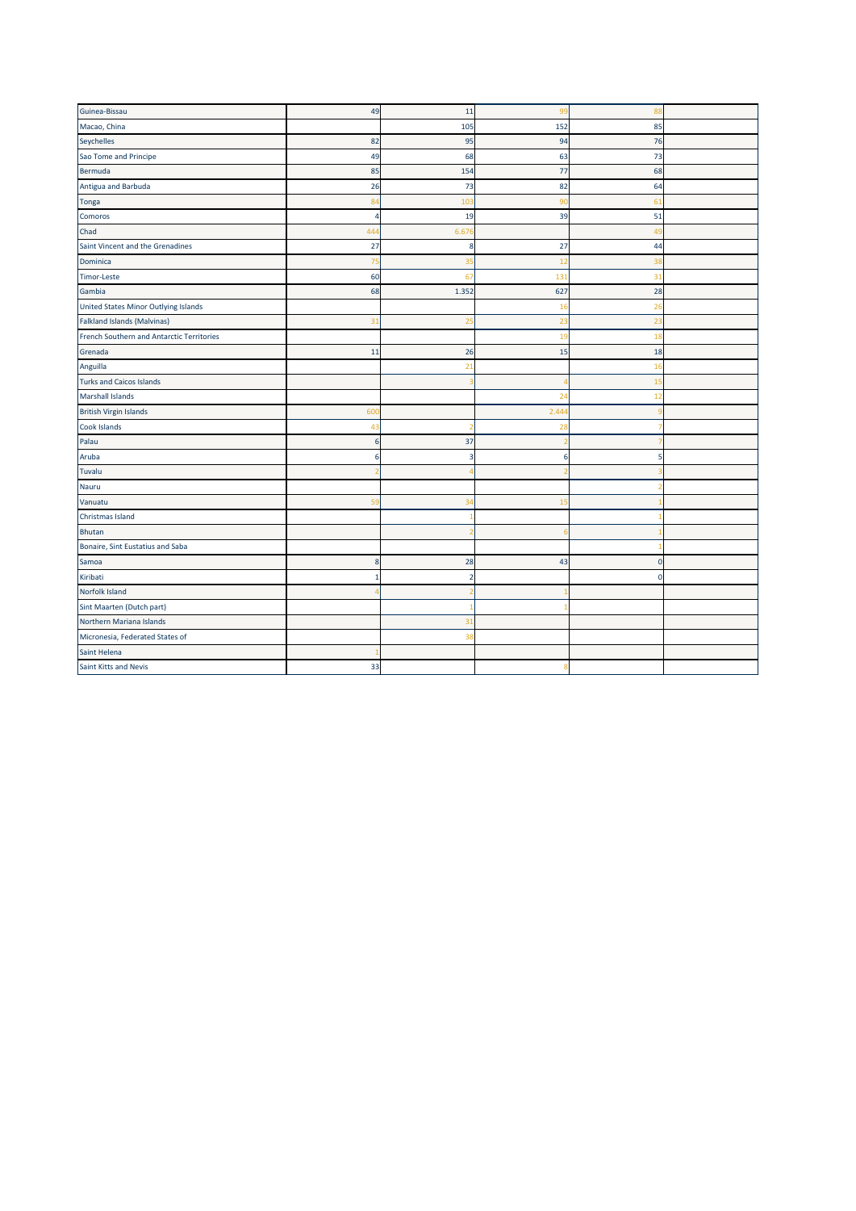| | | | | | |
|---|---|---|---|---|---|
| Guinea-Bissau | 49 | 11 | 99 | 88 | |
| Macao, China | | 105 | 152 | 85 | |
| Seychelles | 82 | 95 | 94 | 76 | |
| Sao Tome and Principe | 49 | 68 | 63 | 73 | |
| Bermuda | 85 | 154 | 77 | 68 | |
| Antigua and Barbuda | 26 | 73 | 82 | 64 | |
| Tonga | 84 | 103 | 90 | 61 | |
| Comoros | 4 | 19 | 39 | 51 | |
| Chad | 444 | 6.676 | | 49 | |
| Saint Vincent and the Grenadines | 27 | 8 | 27 | 44 | |
| Dominica | 75 | 35 | 12 | 38 | |
| Timor-Leste | 60 | 67 | 131 | 31 | |
| Gambia | 68 | 1.352 | 627 | 28 | |
| United States Minor Outlying Islands | | | 16 | 26 | |
| Falkland Islands (Malvinas) | 31 | 25 | 23 | 23 | |
| French Southern and Antarctic Territories | | | 19 | 18 | |
| Grenada | 11 | 26 | 15 | 18 | |
| Anguilla | | 21 | | 16 | |
| Turks and Caicos Islands | | 3 | 4 | 15 | |
| Marshall Islands | | | 24 | 12 | |
| British Virgin Islands | 600 | | 2.444 | 9 | |
| Cook Islands | 43 | 2 | 28 | 7 | |
| Palau | 6 | 37 | 2 | 7 | |
| Aruba | 6 | 3 | 6 | 5 | |
| Tuvalu | 2 | 4 | 2 | 3 | |
| Nauru | | | | 2 | |
| Vanuatu | 59 | 34 | 15 | 1 | |
| Christmas Island | | 1 | | 1 | |
| Bhutan | | 2 | 6 | 1 | |
| Bonaire, Sint Eustatius and Saba | | | | 1 | |
| Samoa | 8 | 28 | 43 | 0 | |
| Kiribati | 1 | 2 | | 0 | |
| Norfolk Island | 4 | 2 | 1 | | |
| Sint Maarten (Dutch part) | | 1 | 1 | | |
| Northern Mariana Islands | | 31 | | | |
| Micronesia, Federated States of | | 38 | | | |
| Saint Helena | 1 | | | | |
| Saint Kitts and Nevis | 33 | | 8 | | |